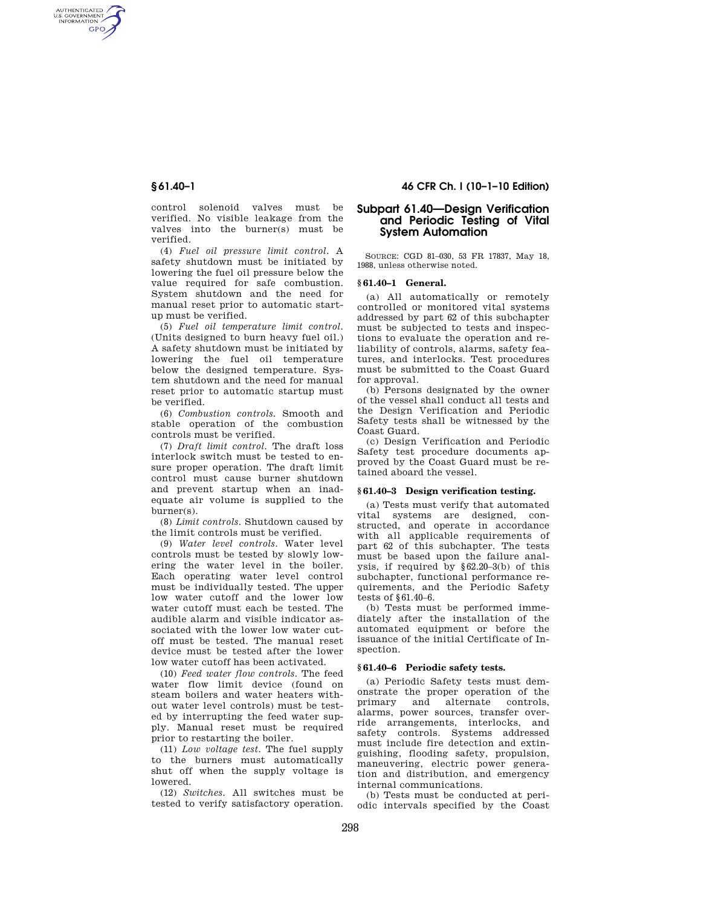control solenoid valves must be verified. No visible leakage from the valves into the burner(s) must be verified.

(4) *Fuel oil pressure limit control.* A safety shutdown must be initiated by lowering the fuel oil pressure below the value required for safe combustion. System shutdown and the need for manual reset prior to automatic startup must be verified.

(5) *Fuel oil temperature limit control.* (Units designed to burn heavy fuel oil.) A safety shutdown must be initiated by lowering the fuel oil temperature below the designed temperature. System shutdown and the need for manual reset prior to automatic startup must be verified.

(6) *Combustion controls.* Smooth and stable operation of the combustion controls must be verified.

(7) *Draft limit control.* The draft loss interlock switch must be tested to ensure proper operation. The draft limit control must cause burner shutdown and prevent startup when an inadequate air volume is supplied to the burner(s).

(8) *Limit controls.* Shutdown caused by the limit controls must be verified.

(9) *Water level controls.* Water level controls must be tested by slowly lowering the water level in the boiler. Each operating water level control must be individually tested. The upper low water cutoff and the lower low water cutoff must each be tested. The audible alarm and visible indicator associated with the lower low water cutoff must be tested. The manual reset device must be tested after the lower low water cutoff has been activated.

(10) *Feed water flow controls.* The feed water flow limit device (found on steam boilers and water heaters without water level controls) must be tested by interrupting the feed water supply. Manual reset must be required prior to restarting the boiler.

(11) *Low voltage test.* The fuel supply to the burners must automatically shut off when the supply voltage is lowered.

(12) *Switches.* All switches must be tested to verify satisfactory operation.

## Subpart 61.40—Design Verification and Periodic Testing of Vital System Automation

SOURCE: CGD 81–030, 53 FR 17837, May 18, 1988, unless otherwise noted.

### § 61.40–1 General.

(a) All automatically or remotely controlled or monitored vital systems addressed by part 62 of this subchapter must be subjected to tests and inspections to evaluate the operation and reliability of controls, alarms, safety features, and interlocks. Test procedures must be submitted to the Coast Guard for approval.

(b) Persons designated by the owner of the vessel shall conduct all tests and the Design Verification and Periodic Safety tests shall be witnessed by the Coast Guard.

(c) Design Verification and Periodic Safety test procedure documents approved by the Coast Guard must be retained aboard the vessel.

### § 61.40–3 Design verification testing.

(a) Tests must verify that automated vital systems are designed, constructed, and operate in accordance with all applicable requirements of part 62 of this subchapter. The tests must be based upon the failure analysis, if required by §62.20–3(b) of this subchapter, functional performance requirements, and the Periodic Safety tests of §61.40–6.

(b) Tests must be performed immediately after the installation of the automated equipment or before the issuance of the initial Certificate of Inspection.

### § 61.40–6 Periodic safety tests.

(a) Periodic Safety tests must demonstrate the proper operation of the primary and alternate controls, alarms, power sources, transfer override arrangements, interlocks, and safety controls. Systems addressed must include fire detection and extinguishing, flooding safety, propulsion, maneuvering, electric power generation and distribution, and emergency internal communications.

(b) Tests must be conducted at periodic intervals specified by the Coast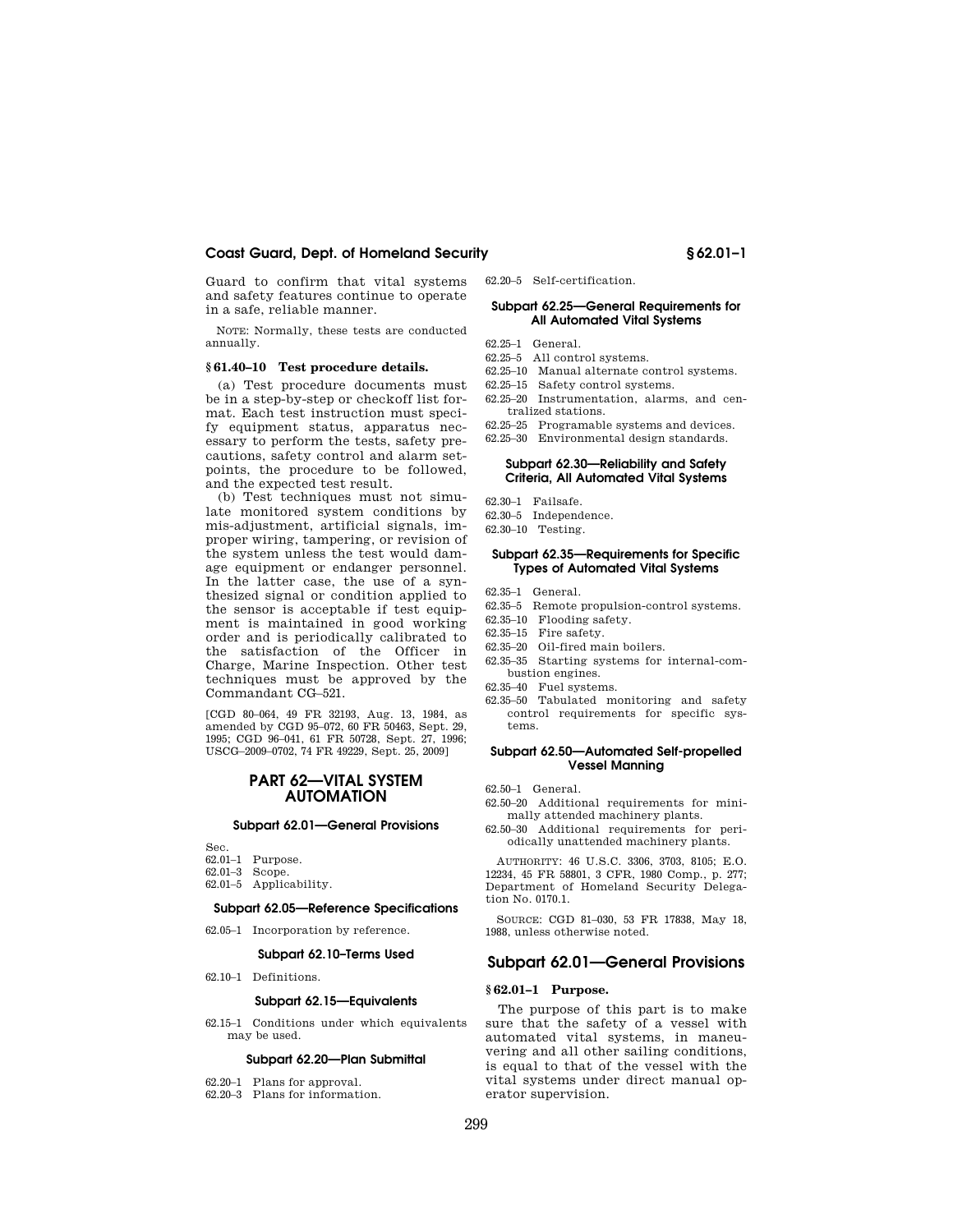Guard to confirm that vital systems and safety features continue to operate in a safe, reliable manner.

NOTE: Normally, these tests are conducted annually.

**§ 61.40–10 Test procedure details.**

(a) Test procedure documents must be in a step-by-step or checkoff list format. Each test instruction must specify equipment status, apparatus necessary to perform the tests, safety precautions, safety control and alarm setpoints, the procedure to be followed, and the expected test result.

(b) Test techniques must not simulate monitored system conditions by mis-adjustment, artificial signals, improper wiring, tampering, or revision of the system unless the test would damage equipment or endanger personnel. In the latter case, the use of a synthesized signal or condition applied to the sensor is acceptable if test equipment is maintained in good working order and is periodically calibrated to the satisfaction of the Officer in Charge, Marine Inspection. Other test techniques must be approved by the Commandant CG–521.

[CGD 80–064, 49 FR 32193, Aug. 13, 1984, as amended by CGD 95–072, 60 FR 50463, Sept. 29, 1995; CGD 96–041, 61 FR 50728, Sept. 27, 1996; USCG–2009–0702, 74 FR 49229, Sept. 25, 2009]

# PART 62—VITAL SYSTEM AUTOMATION

### Subpart 62.01—General Provisions

Sec.
62.01–1 Purpose.
62.01–3 Scope.
62.01–5 Applicability.

### Subpart 62.05—Reference Specifications

62.05–1 Incorporation by reference.

### Subpart 62.10–Terms Used

62.10–1 Definitions.

### Subpart 62.15—Equivalents

62.15–1 Conditions under which equivalents may be used.

### Subpart 62.20—Plan Submittal

62.20–1 Plans for approval.
62.20–3 Plans for information.
62.20–5 Self-certification.

### Subpart 62.25—General Requirements for All Automated Vital Systems

62.25–1 General.
62.25–5 All control systems.
62.25–10 Manual alternate control systems.
62.25–15 Safety control systems.
62.25–20 Instrumentation, alarms, and centralized stations.
62.25–25 Programable systems and devices.
62.25–30 Environmental design standards.

### Subpart 62.30—Reliability and Safety Criteria, All Automated Vital Systems

62.30–1 Failsafe.
62.30–5 Independence.
62.30–10 Testing.

### Subpart 62.35—Requirements for Specific Types of Automated Vital Systems

62.35–1 General.
62.35–5 Remote propulsion-control systems.
62.35–10 Flooding safety.
62.35–15 Fire safety.
62.35–20 Oil-fired main boilers.
62.35–35 Starting systems for internal-combustion engines.
62.35–40 Fuel systems.
62.35–50 Tabulated monitoring and safety control requirements for specific systems.

### Subpart 62.50—Automated Self-propelled Vessel Manning

62.50–1 General.
62.50–20 Additional requirements for minimally attended machinery plants.
62.50–30 Additional requirements for periodically unattended machinery plants.

AUTHORITY: 46 U.S.C. 3306, 3703, 8105; E.O. 12234, 45 FR 58801, 3 CFR, 1980 Comp., p. 277; Department of Homeland Security Delegation No. 0170.1.

SOURCE: CGD 81–030, 53 FR 17838, May 18, 1988, unless otherwise noted.

## Subpart 62.01—General Provisions

**§ 62.01–1 Purpose.**

The purpose of this part is to make sure that the safety of a vessel with automated vital systems, in maneuvering and all other sailing conditions, is equal to that of the vessel with the vital systems under direct manual operator supervision.